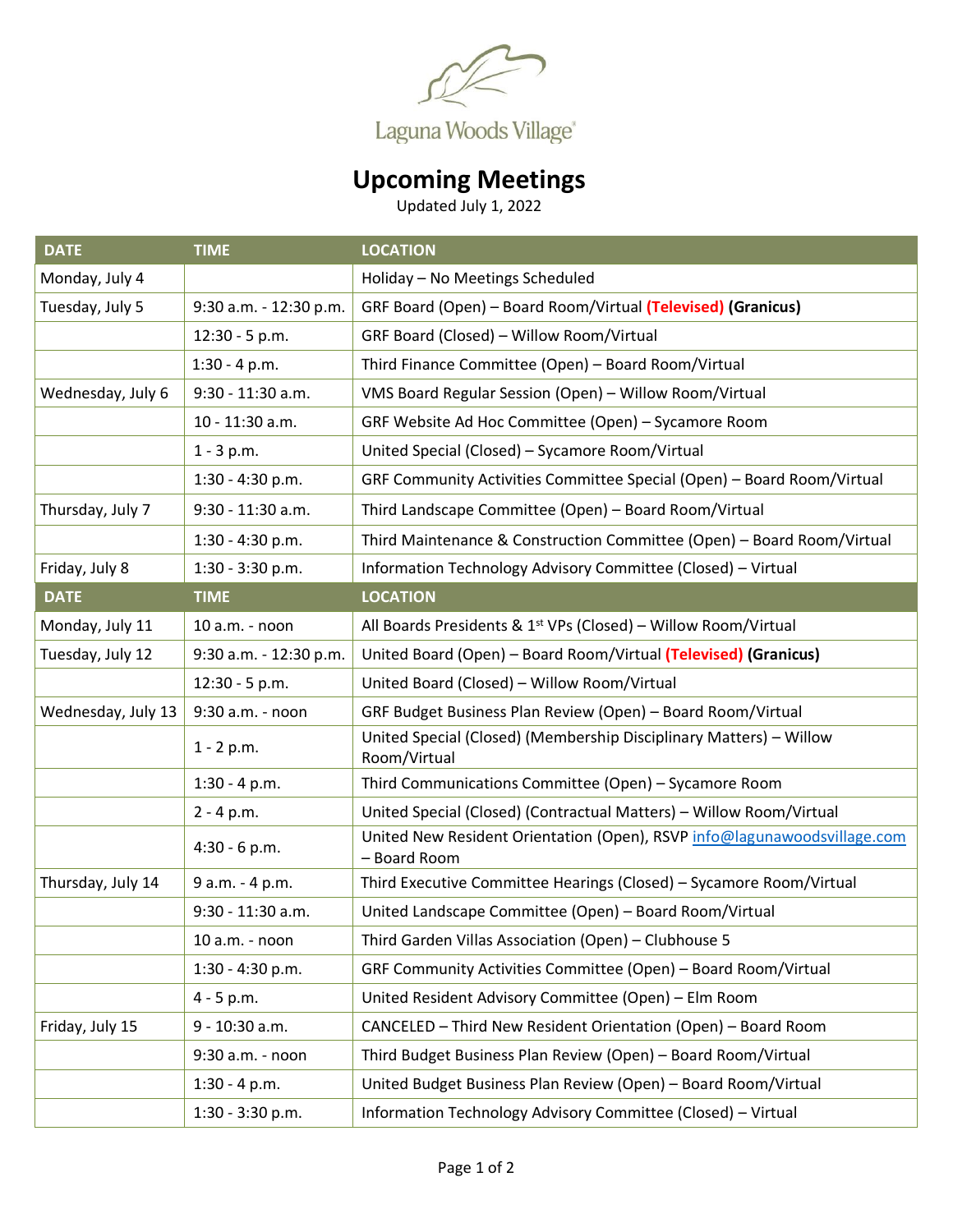Laguna Woods Village

# Upcoming Meetings

Updated July 1, 2022

| DATE | TIME | LOCATION |
|---|---|---|
| Monday, July 4 | | Holiday – No Meetings Scheduled |
| Tuesday, July 5 | 9:30 a.m. - 12:30 p.m. | GRF Board (Open) – Board Room/Virtual **(Televised)** **(Granicus)** |
| | 12:30 - 5 p.m. | GRF Board (Closed) – Willow Room/Virtual |
| | 1:30 - 4 p.m. | Third Finance Committee (Open) – Board Room/Virtual |
| Wednesday, July 6 | 9:30 - 11:30 a.m. | VMS Board Regular Session (Open) – Willow Room/Virtual |
| | 10 - 11:30 a.m. | GRF Website Ad Hoc Committee (Open) – Sycamore Room |
| | 1 - 3 p.m. | United Special (Closed) – Sycamore Room/Virtual |
| | 1:30 - 4:30 p.m. | GRF Community Activities Committee Special (Open) – Board Room/Virtual |
| Thursday, July 7 | 9:30 - 11:30 a.m. | Third Landscape Committee (Open) – Board Room/Virtual |
| | 1:30 - 4:30 p.m. | Third Maintenance & Construction Committee (Open) – Board Room/Virtual |
| Friday, July 8 | 1:30 - 3:30 p.m. | Information Technology Advisory Committee (Closed) – Virtual |
| **DATE** | **TIME** | **LOCATION** |
| Monday, July 11 | 10 a.m. - noon | All Boards Presidents & 1st VPs (Closed) – Willow Room/Virtual |
| Tuesday, July 12 | 9:30 a.m. - 12:30 p.m. | United Board (Open) – Board Room/Virtual **(Televised)** **(Granicus)** |
| | 12:30 - 5 p.m. | United Board (Closed) – Willow Room/Virtual |
| Wednesday, July 13 | 9:30 a.m. - noon | GRF Budget Business Plan Review (Open) – Board Room/Virtual |
| | 1 - 2 p.m. | United Special (Closed) (Membership Disciplinary Matters) – Willow Room/Virtual |
| | 1:30 - 4 p.m. | Third Communications Committee (Open) – Sycamore Room |
| | 2 - 4 p.m. | United Special (Closed) (Contractual Matters) – Willow Room/Virtual |
| | 4:30 - 6 p.m. | United New Resident Orientation (Open), RSVP info@lagunawoodsvillage.com – Board Room |
| Thursday, July 14 | 9 a.m. - 4 p.m. | Third Executive Committee Hearings (Closed) – Sycamore Room/Virtual |
| | 9:30 - 11:30 a.m. | United Landscape Committee (Open) – Board Room/Virtual |
| | 10 a.m. - noon | Third Garden Villas Association (Open) – Clubhouse 5 |
| | 1:30 - 4:30 p.m. | GRF Community Activities Committee (Open) – Board Room/Virtual |
| | 4 - 5 p.m. | United Resident Advisory Committee (Open) – Elm Room |
| Friday, July 15 | 9 - 10:30 a.m. | CANCELED – Third New Resident Orientation (Open) – Board Room |
| | 9:30 a.m. - noon | Third Budget Business Plan Review (Open) – Board Room/Virtual |
| | 1:30 - 4 p.m. | United Budget Business Plan Review (Open) – Board Room/Virtual |
| | 1:30 - 3:30 p.m. | Information Technology Advisory Committee (Closed) – Virtual |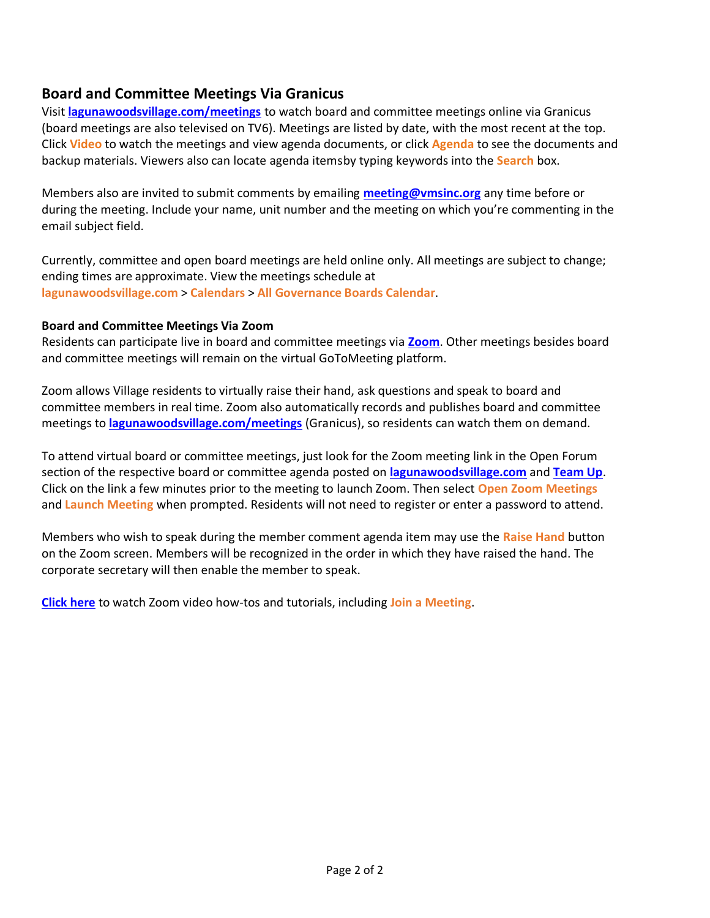## Board and Committee Meetings Via Granicus

Visit **lagunawoodsvillage.com/meetings** to watch board and committee meetings online via Granicus (board meetings are also televised on TV6). Meetings are listed by date, with the most recent at the top. Click **Video** to watch the meetings and view agenda documents, or click **Agenda** to see the documents and backup materials. Viewers also can locate agenda itemsby typing keywords into the **Search** box.

Members also are invited to submit comments by emailing **meeting@vmsinc.org** any time before or during the meeting. Include your name, unit number and the meeting on which you're commenting in the email subject field.

Currently, committee and open board meetings are held online only. All meetings are subject to change; ending times are approximate. View the meetings schedule at **lagunawoodsvillage.com** > **Calendars** > **All Governance Boards Calendar**.

### Board and Committee Meetings Via Zoom

Residents can participate live in board and committee meetings via **Zoom**. Other meetings besides board and committee meetings will remain on the virtual GoToMeeting platform.

Zoom allows Village residents to virtually raise their hand, ask questions and speak to board and committee members in real time. Zoom also automatically records and publishes board and committee meetings to **lagunawoodsvillage.com/meetings** (Granicus), so residents can watch them on demand.

To attend virtual board or committee meetings, just look for the Zoom meeting link in the Open Forum section of the respective board or committee agenda posted on **lagunawoodsvillage.com** and **Team Up**. Click on the link a few minutes prior to the meeting to launch Zoom. Then select **Open Zoom Meetings** and **Launch Meeting** when prompted. Residents will not need to register or enter a password to attend.

Members who wish to speak during the member comment agenda item may use the **Raise Hand** button on the Zoom screen. Members will be recognized in the order in which they have raised the hand. The corporate secretary will then enable the member to speak.

**Click here** to watch Zoom video how-tos and tutorials, including **Join a Meeting**.